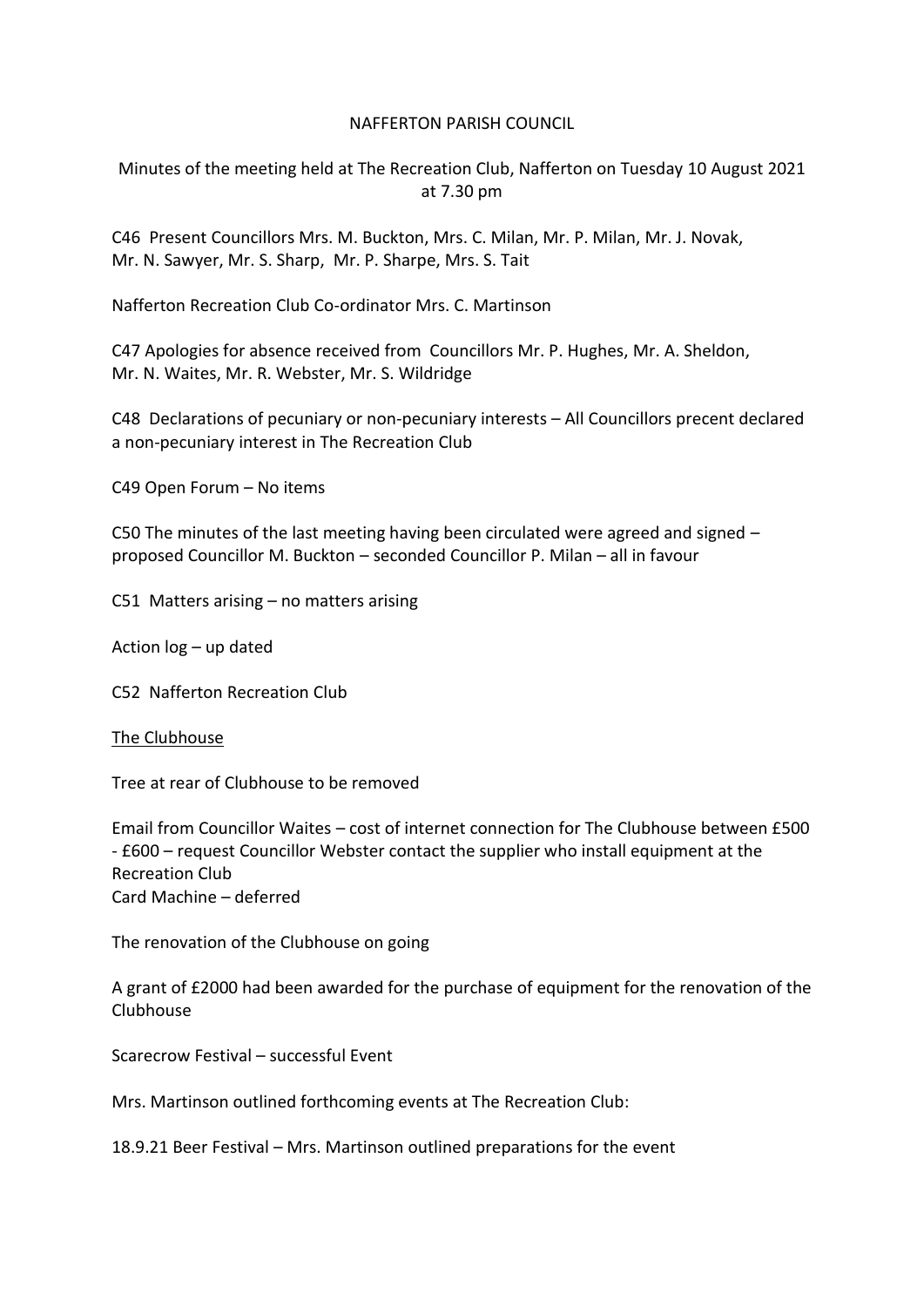NAFFERTON PARISH COUNCIL

Minutes of the meeting held at The Recreation Club, Nafferton on Tuesday 10 August 2021 at 7.30 pm

C46 Present Councillors Mrs. M. Buckton, Mrs. C. Milan, Mr. P. Milan, Mr. J. Novak, Mr. N. Sawyer, Mr. S. Sharp, Mr. P. Sharpe, Mrs. S. Tait

Nafferton Recreation Club Co-ordinator Mrs. C. Martinson

C47 Apologies for absence received from Councillors Mr. P. Hughes, Mr. A. Sheldon, Mr. N. Waites, Mr. R. Webster, Mr. S. Wildridge

C48 Declarations of pecuniary or non-pecuniary interests – All Councillors precent declared a non-pecuniary interest in The Recreation Club

C49 Open Forum – No items

C50 The minutes of the last meeting having been circulated were agreed and signed – proposed Councillor M. Buckton – seconded Councillor P. Milan – all in favour

C51 Matters arising – no matters arising

Action log – up dated

C52 Nafferton Recreation Club

<u>The Clubhouse</u>

Tree at rear of Clubhouse to be removed

Email from Councillor Waites – cost of internet connection for The Clubhouse between £500 - £600 – request Councillor Webster contact the supplier who install equipment at the Recreation Club
Card Machine – deferred

The renovation of the Clubhouse on going

A grant of £2000 had been awarded for the purchase of equipment for the renovation of the Clubhouse

Scarecrow Festival – successful Event

Mrs. Martinson outlined forthcoming events at The Recreation Club:

18.9.21 Beer Festival – Mrs. Martinson outlined preparations for the event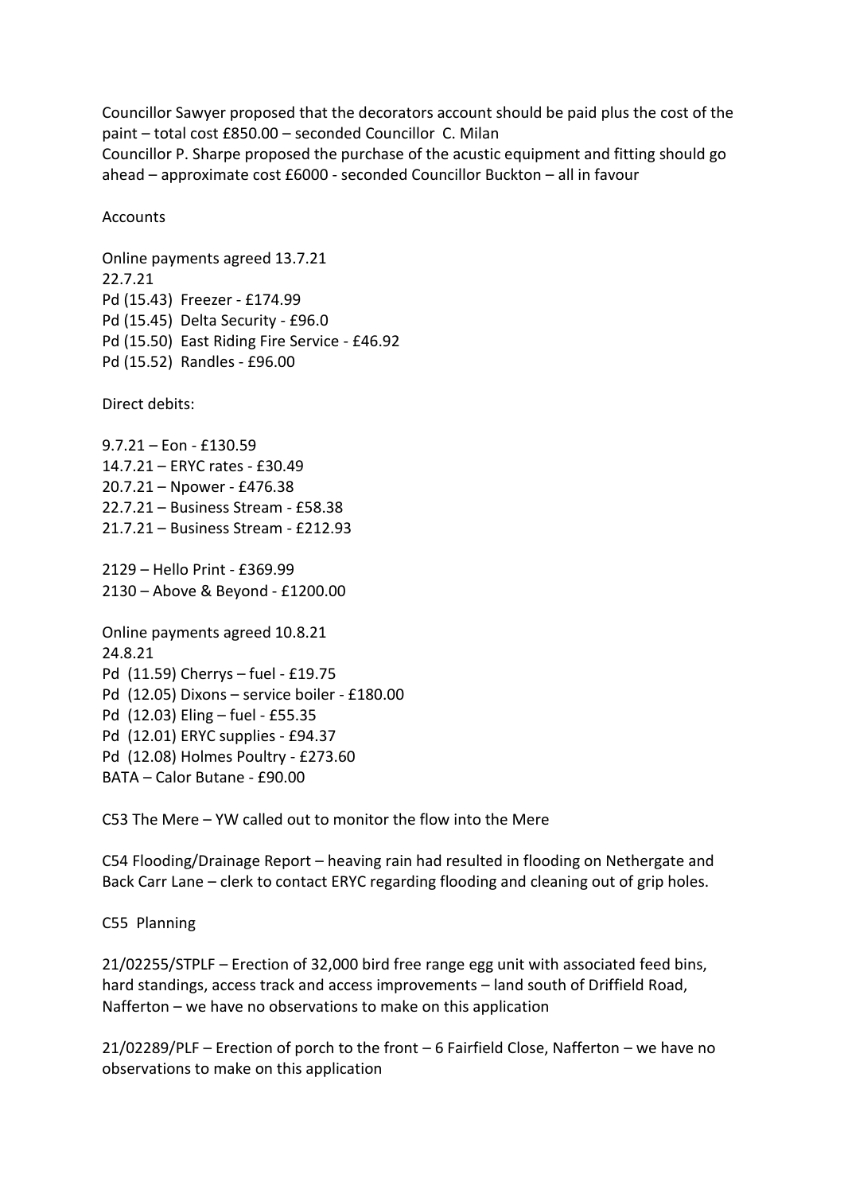Councillor Sawyer proposed that the decorators account should be paid plus the cost of the paint – total cost £850.00 – seconded Councillor C. Milan
Councillor P. Sharpe proposed the purchase of the acustic equipment and fitting should go ahead – approximate cost £6000 - seconded Councillor Buckton – all in favour

Accounts

Online payments agreed 13.7.21
22.7.21
Pd (15.43) Freezer - £174.99
Pd (15.45) Delta Security - £96.0
Pd (15.50) East Riding Fire Service - £46.92
Pd (15.52) Randles - £96.00

Direct debits:

9.7.21 – Eon - £130.59
14.7.21 – ERYC rates - £30.49
20.7.21 – Npower - £476.38
22.7.21 – Business Stream - £58.38
21.7.21 – Business Stream - £212.93

2129 – Hello Print - £369.99
2130 – Above & Beyond - £1200.00

Online payments agreed 10.8.21
24.8.21
Pd (11.59) Cherrys – fuel - £19.75
Pd (12.05) Dixons – service boiler - £180.00
Pd (12.03) Eling – fuel - £55.35
Pd (12.01) ERYC supplies - £94.37
Pd (12.08) Holmes Poultry - £273.60
BATA – Calor Butane - £90.00

C53 The Mere – YW called out to monitor the flow into the Mere

C54 Flooding/Drainage Report – heaving rain had resulted in flooding on Nethergate and Back Carr Lane – clerk to contact ERYC regarding flooding and cleaning out of grip holes.

C55 Planning

21/02255/STPLF – Erection of 32,000 bird free range egg unit with associated feed bins, hard standings, access track and access improvements – land south of Driffield Road, Nafferton – we have no observations to make on this application

21/02289/PLF – Erection of porch to the front – 6 Fairfield Close, Nafferton – we have no observations to make on this application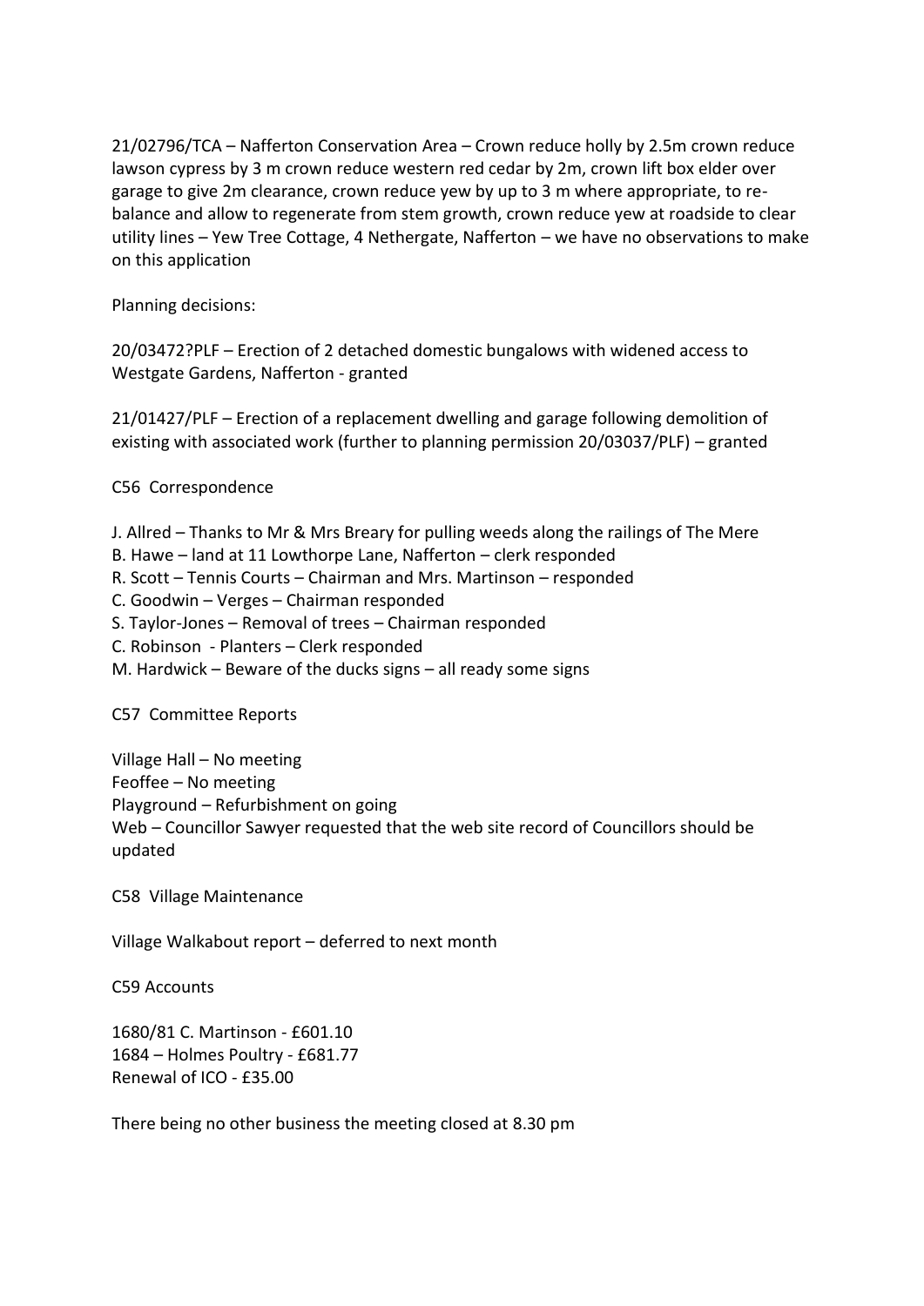21/02796/TCA – Nafferton Conservation Area – Crown reduce holly by 2.5m crown reduce lawson cypress by 3 m crown reduce western red cedar by 2m, crown lift box elder over garage to give 2m clearance, crown reduce yew by up to 3 m where appropriate, to re-balance and allow to regenerate from stem growth, crown reduce yew at roadside to clear utility lines – Yew Tree Cottage, 4 Nethergate, Nafferton – we have no observations to make on this application

Planning decisions:

20/03472?PLF – Erection of 2 detached domestic bungalows with widened access to Westgate Gardens, Nafferton - granted

21/01427/PLF – Erection of a replacement dwelling and garage following demolition of existing with associated work (further to planning permission 20/03037/PLF) – granted

C56 Correspondence

J. Allred – Thanks to Mr & Mrs Breary for pulling weeds along the railings of The Mere
B. Hawe – land at 11 Lowthorpe Lane, Nafferton – clerk responded
R. Scott – Tennis Courts – Chairman and Mrs. Martinson – responded
C. Goodwin – Verges – Chairman responded
S. Taylor-Jones – Removal of trees – Chairman responded
C. Robinson - Planters – Clerk responded
M. Hardwick – Beware of the ducks signs – all ready some signs

C57 Committee Reports

Village Hall – No meeting
Feoffee – No meeting
Playground – Refurbishment on going
Web – Councillor Sawyer requested that the web site record of Councillors should be updated

C58 Village Maintenance

Village Walkabout report – deferred to next month

C59 Accounts

1680/81 C. Martinson - £601.10
1684 – Holmes Poultry - £681.77
Renewal of ICO - £35.00

There being no other business the meeting closed at 8.30 pm